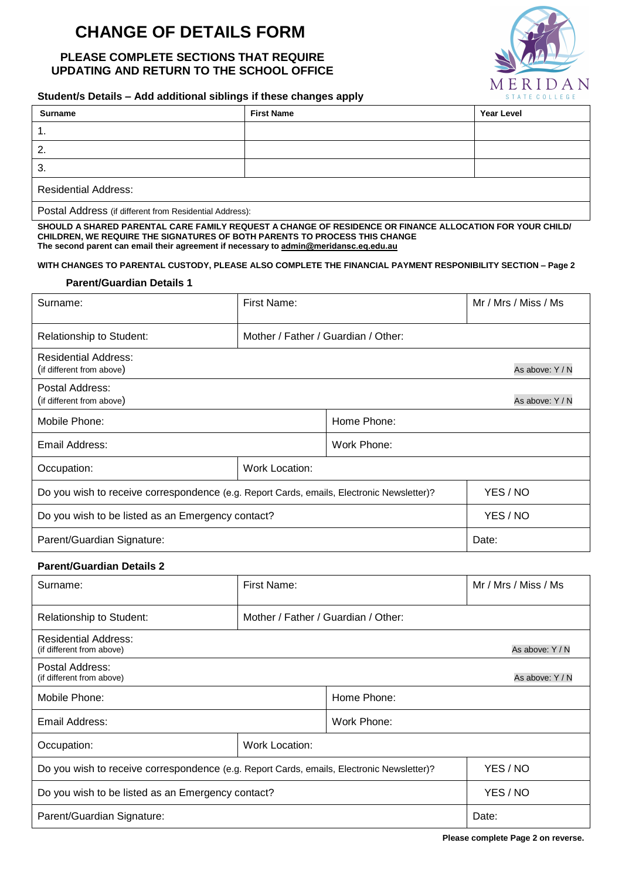# CHANGE OF DETAILS FORM

### PLEASE COMPLETE SECTIONS THAT REQUIRE UPDATING AND RETURN TO THE SCHOOL OFFICE

MERIDAN STATE COLLEGE

**Student/s Details – Add additional siblings if these changes apply**

| Surname | First Name | Year Level |
|---|---|---|
| 1. | | |
| 2. | | |
| 3. | | |
| Residential Address: | | |
| Postal Address (if different from Residential Address): | | |

**SHOULD A SHARED PARENTAL CARE FAMILY REQUEST A CHANGE OF RESIDENCE OR FINANCE ALLOCATION FOR YOUR CHILD/ CHILDREN, WE REQUIRE THE SIGNATURES OF BOTH PARENTS TO PROCESS THIS CHANGE**
**The second parent can email their agreement if necessary to admin@meridansc.eq.edu.au**

**WITH CHANGES TO PARENTAL CUSTODY, PLEASE ALSO COMPLETE THE FINANCIAL PAYMENT RESPONIBILITY SECTION – Page 2**

**Parent/Guardian Details 1**

| Surname: | First Name: | | Mr / Mrs / Miss / Ms |
|---|---|---|---|
| Relationship to Student: | Mother / Father / Guardian / Other: | | |
| Residential Address: (if different from above) | | | As above: Y / N |
| Postal Address: (if different from above) | | | As above: Y / N |
| Mobile Phone: | | Home Phone: | |
| Email Address: | | Work Phone: | |
| Occupation: | Work Location: | | |
| Do you wish to receive correspondence (e.g. Report Cards, emails, Electronic Newsletter)? | | | YES / NO |
| Do you wish to be listed as an Emergency contact? | | | YES / NO |
| Parent/Guardian Signature: | | | Date: |

**Parent/Guardian Details 2**

| Surname: | First Name: | | Mr / Mrs / Miss / Ms |
|---|---|---|---|
| Relationship to Student: | Mother / Father / Guardian / Other: | | |
| Residential Address: (if different from above) | | | As above: Y / N |
| Postal Address: (if different from above) | | | As above: Y / N |
| Mobile Phone: | | Home Phone: | |
| Email Address: | | Work Phone: | |
| Occupation: | Work Location: | | |
| Do you wish to receive correspondence (e.g. Report Cards, emails, Electronic Newsletter)? | | | YES / NO |
| Do you wish to be listed as an Emergency contact? | | | YES / NO |
| Parent/Guardian Signature: | | | Date: |

**Please complete Page 2 on reverse.**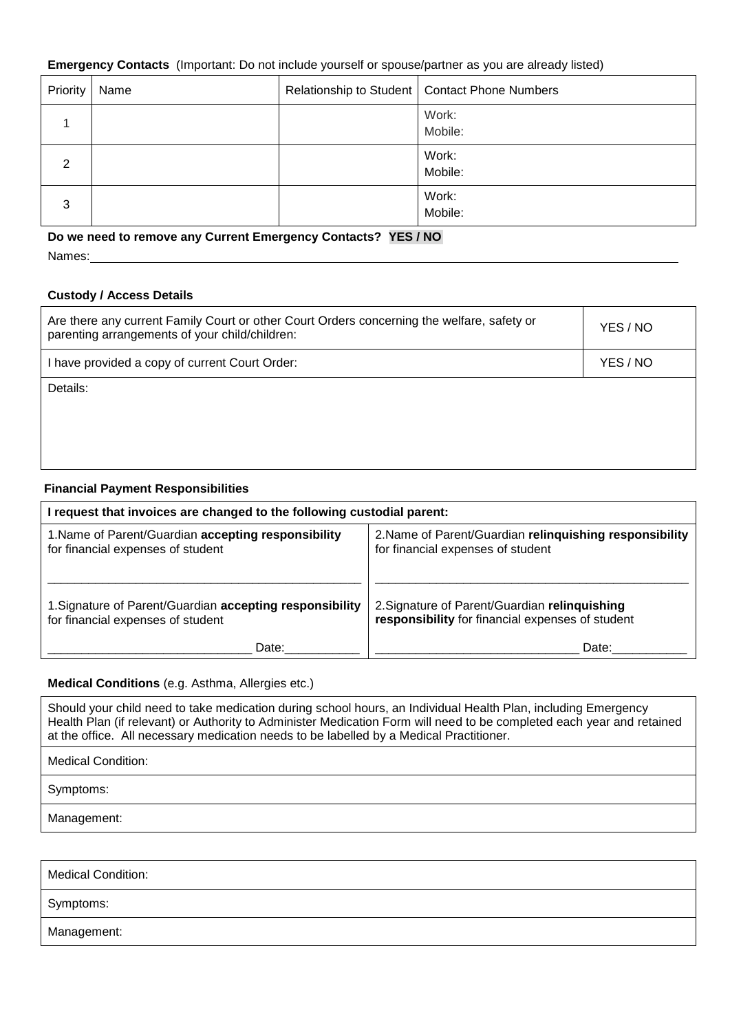**Emergency Contacts** (Important: Do not include yourself or spouse/partner as you are already listed)

| Priority | Name | Relationship to Student | Contact Phone Numbers |
|---|---|---|---|
| 1 | | | Work:<br>Mobile: |
| 2 | | | Work:<br>Mobile: |
| 3 | | | Work:<br>Mobile: |

**Do we need to remove any Current Emergency Contacts? YES / NO**

Names:______________________________________________________________________________

**Custody / Access Details**

| | |
|---|---|
| Are there any current Family Court or other Court Orders concerning the welfare, safety or parenting arrangements of your child/children: | YES / NO |
| I have provided a copy of current Court Order: | YES / NO |
| Details: | |

**Financial Payment Responsibilities**

| **I request that invoices are changed to the following custodial parent:** | |
|---|---|
| 1.Name of Parent/Guardian **accepting responsibility** for financial expenses of student<br><br>______________________________________________ | 2.Name of Parent/Guardian **relinquishing responsibility** for financial expenses of student<br><br>______________________________________________ |
| 1.Signature of Parent/Guardian **accepting responsibility** for financial expenses of student<br><br>_____________________________ Date:___________ | 2.Signature of Parent/Guardian **relinquishing responsibility** for financial expenses of student<br><br>_____________________________ Date:___________ |

**Medical Conditions** (e.g. Asthma, Allergies etc.)

| |
|---|
| Should your child need to take medication during school hours, an Individual Health Plan, including Emergency Health Plan (if relevant) or Authority to Administer Medication Form will need to be completed each year and retained at the office. All necessary medication needs to be labelled by a Medical Practitioner. |
| Medical Condition: |
| Symptoms: |
| Management: |

| |
|---|
| Medical Condition: |
| Symptoms: |
| Management: |